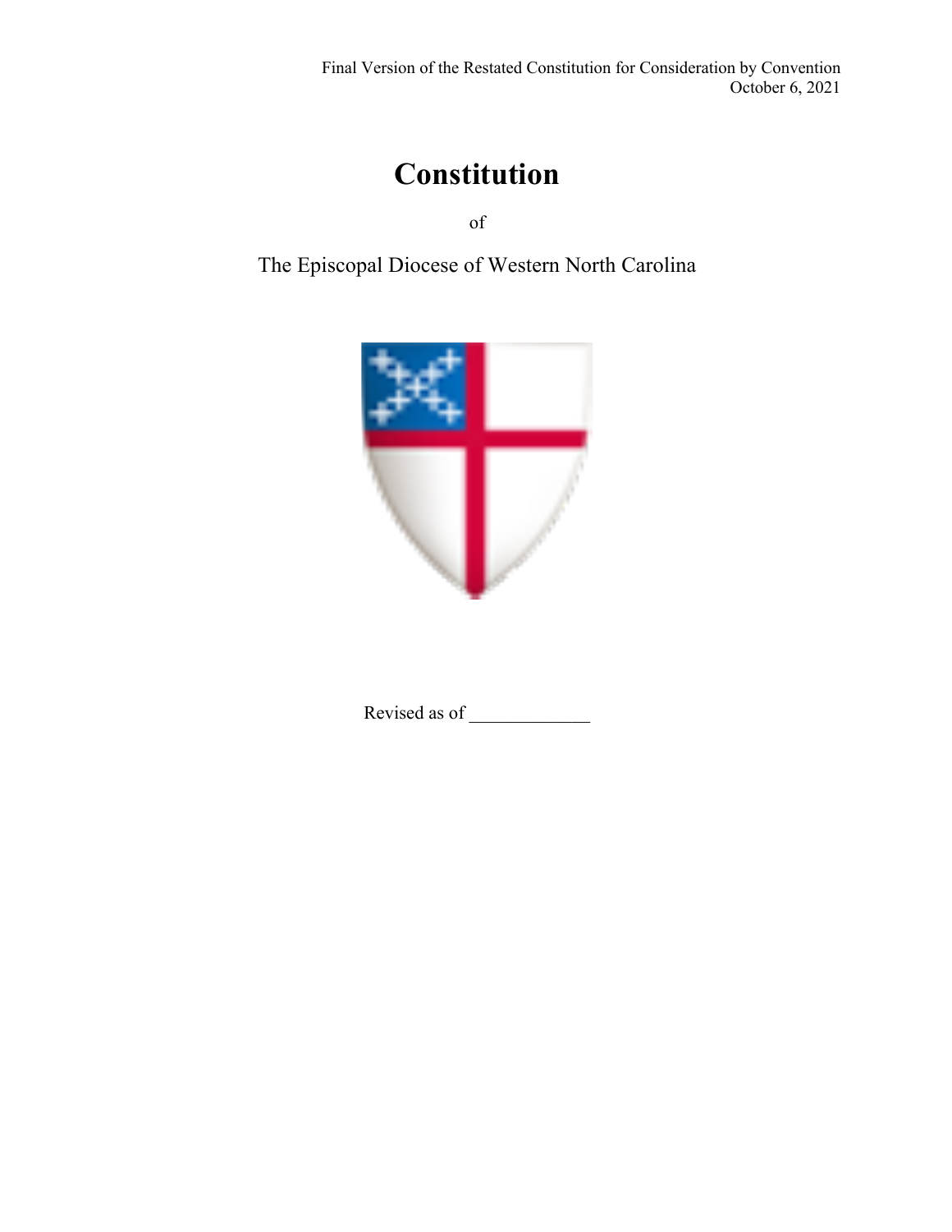Final Version of the Restated Constitution for Consideration by Convention
October 6, 2021

# Constitution

of

## The Episcopal Diocese of Western North Carolina

Revised as of _____________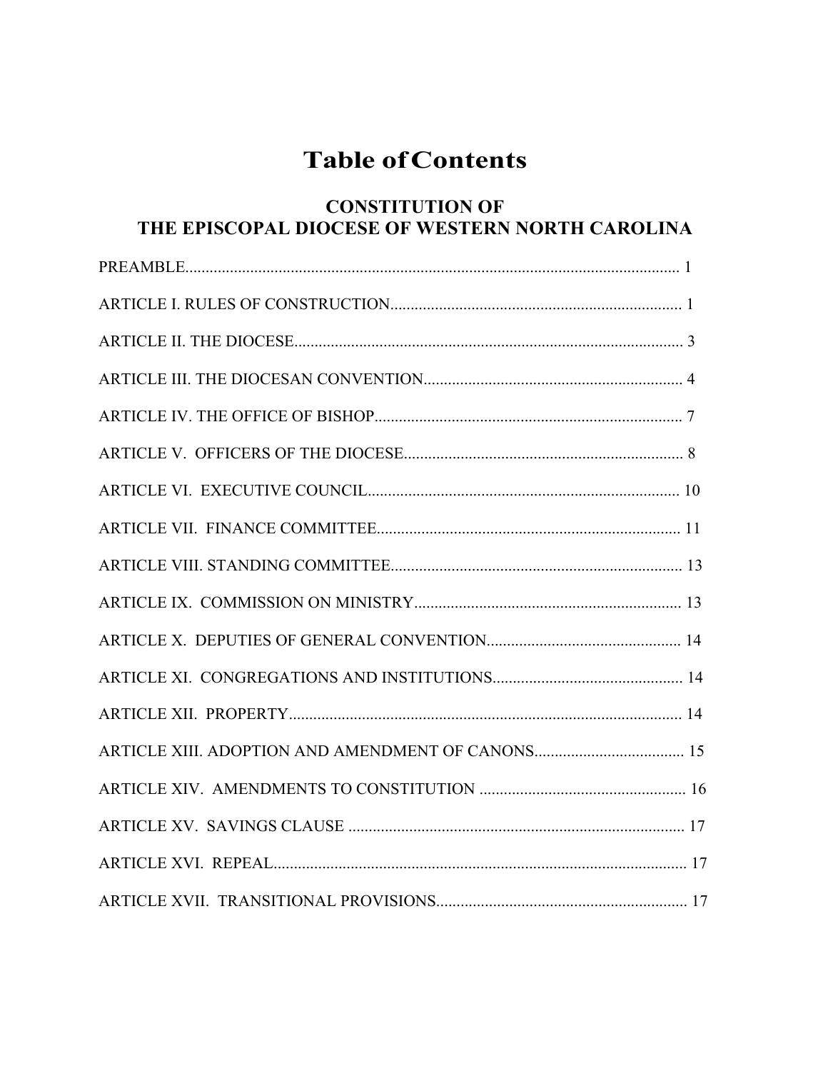# Table of Contents

## CONSTITUTION OF THE EPISCOPAL DIOCESE OF WESTERN NORTH CAROLINA

PREAMBLE........................................................................................................................ 1

ARTICLE I. RULES OF CONSTRUCTION........................................................................ 1

ARTICLE II. THE DIOCESE................................................................................................ 3

ARTICLE III. THE DIOCESAN CONVENTION................................................................ 4

ARTICLE IV. THE OFFICE OF BISHOP............................................................................ 7

ARTICLE V. OFFICERS OF THE DIOCESE..................................................................... 8

ARTICLE VI. EXECUTIVE COUNCIL............................................................................ 10

ARTICLE VII. FINANCE COMMITTEE.......................................................................... 11

ARTICLE VIII. STANDING COMMITTEE....................................................................... 13

ARTICLE IX. COMMISSION ON MINISTRY.................................................................. 13

ARTICLE X. DEPUTIES OF GENERAL CONVENTION................................................ 14

ARTICLE XI. CONGREGATIONS AND INSTITUTIONS.............................................. 14

ARTICLE XII. PROPERTY................................................................................................ 14

ARTICLE XIII. ADOPTION AND AMENDMENT OF CANONS..................................... 15

ARTICLE XIV. AMENDMENTS TO CONSTITUTION .................................................. 16

ARTICLE XV. SAVINGS CLAUSE .................................................................................. 17

ARTICLE XVI. REPEAL.................................................................................................... 17

ARTICLE XVII. TRANSITIONAL PROVISIONS............................................................. 17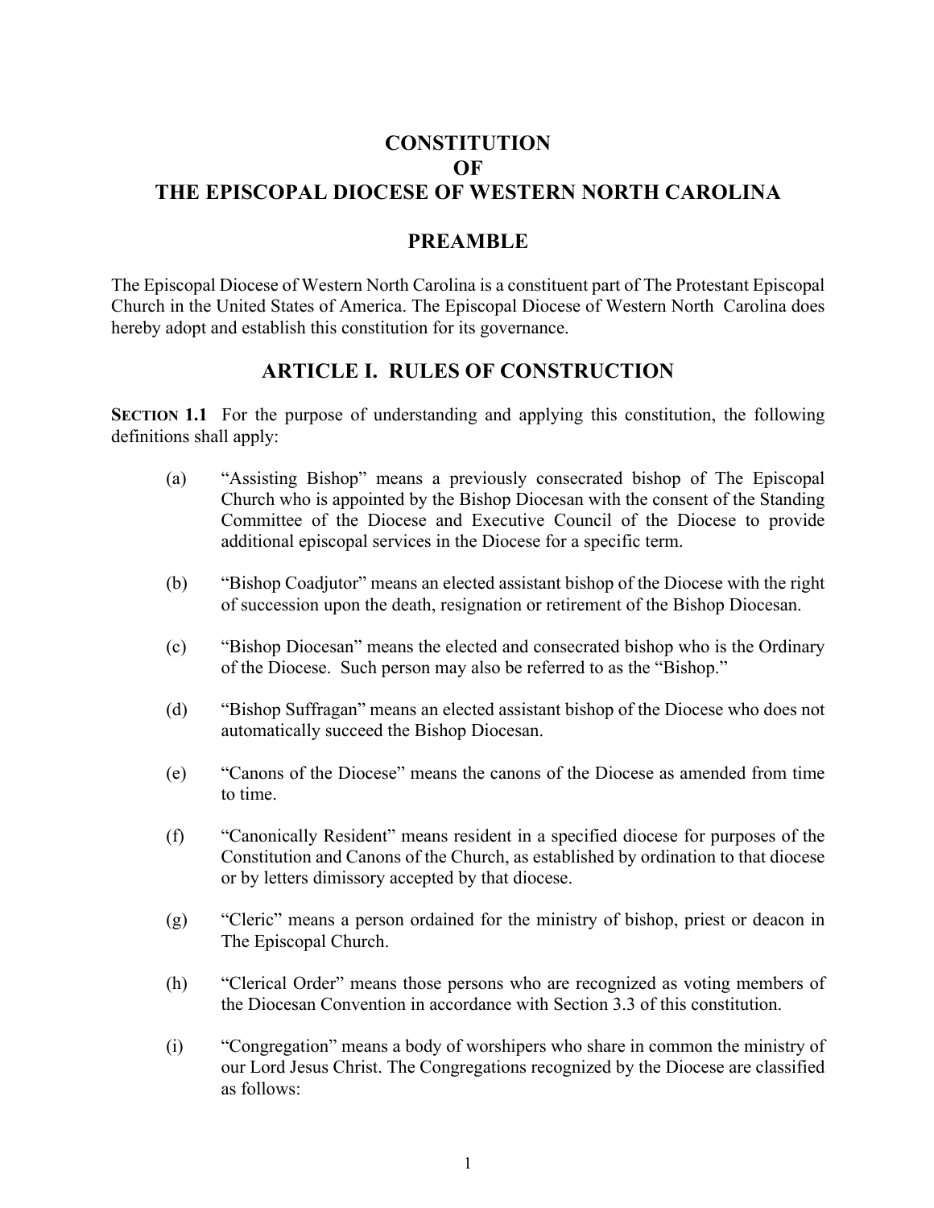# CONSTITUTION
# OF
# THE EPISCOPAL DIOCESE OF WESTERN NORTH CAROLINA

## PREAMBLE

The Episcopal Diocese of Western North Carolina is a constituent part of The Protestant Episcopal Church in the United States of America. The Episcopal Diocese of Western North Carolina does hereby adopt and establish this constitution for its governance.

## ARTICLE I. RULES OF CONSTRUCTION

**SECTION 1.1** For the purpose of understanding and applying this constitution, the following definitions shall apply:

(a) "Assisting Bishop" means a previously consecrated bishop of The Episcopal Church who is appointed by the Bishop Diocesan with the consent of the Standing Committee of the Diocese and Executive Council of the Diocese to provide additional episcopal services in the Diocese for a specific term.

(b) "Bishop Coadjutor" means an elected assistant bishop of the Diocese with the right of succession upon the death, resignation or retirement of the Bishop Diocesan.

(c) "Bishop Diocesan" means the elected and consecrated bishop who is the Ordinary of the Diocese. Such person may also be referred to as the "Bishop."

(d) "Bishop Suffragan" means an elected assistant bishop of the Diocese who does not automatically succeed the Bishop Diocesan.

(e) "Canons of the Diocese" means the canons of the Diocese as amended from time to time.

(f) "Canonically Resident" means resident in a specified diocese for purposes of the Constitution and Canons of the Church, as established by ordination to that diocese or by letters dimissory accepted by that diocese.

(g) "Cleric" means a person ordained for the ministry of bishop, priest or deacon in The Episcopal Church.

(h) "Clerical Order" means those persons who are recognized as voting members of the Diocesan Convention in accordance with Section 3.3 of this constitution.

(i) "Congregation" means a body of worshipers who share in common the ministry of our Lord Jesus Christ. The Congregations recognized by the Diocese are classified as follows: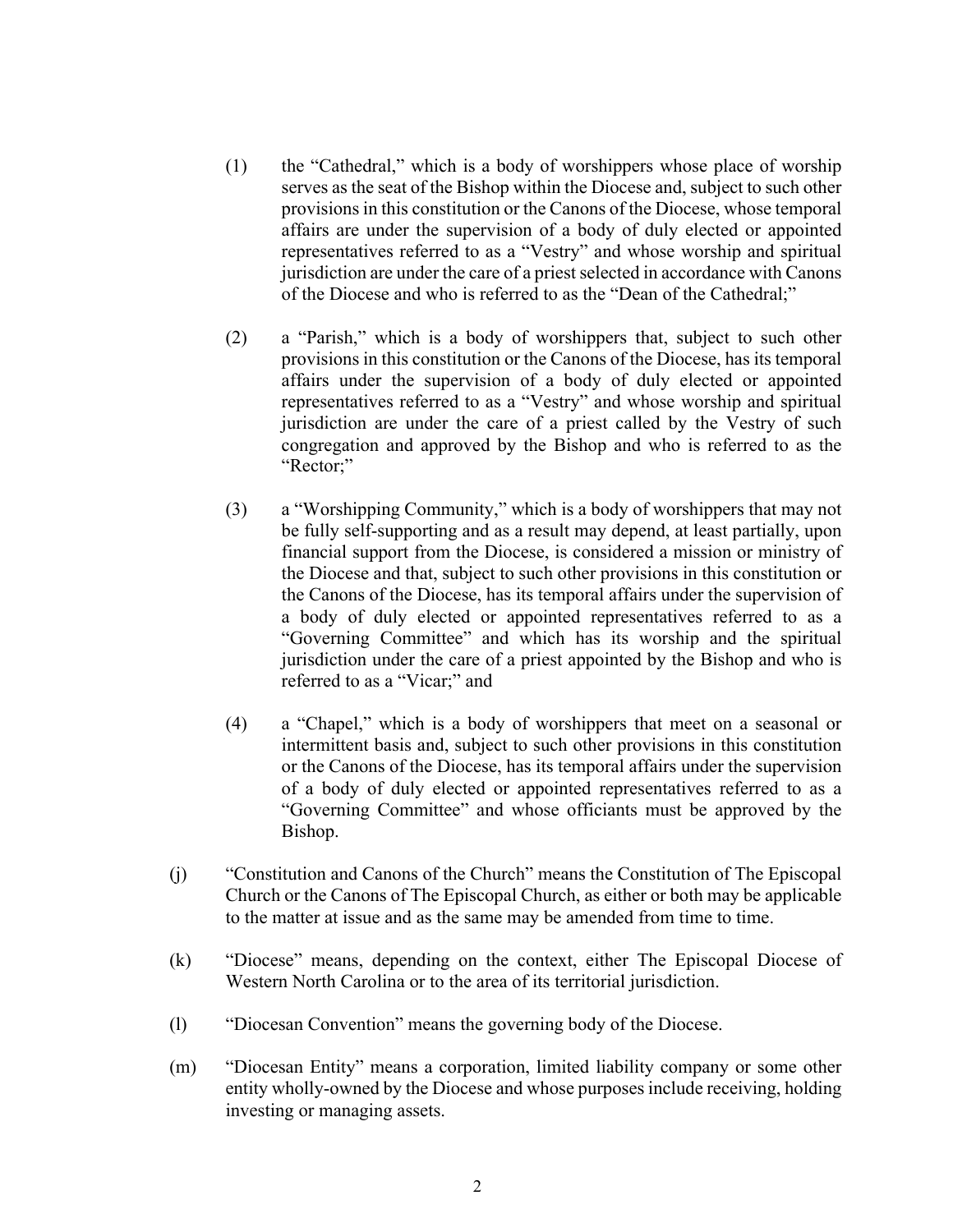(1) the "Cathedral," which is a body of worshippers whose place of worship serves as the seat of the Bishop within the Diocese and, subject to such other provisions in this constitution or the Canons of the Diocese, whose temporal affairs are under the supervision of a body of duly elected or appointed representatives referred to as a "Vestry" and whose worship and spiritual jurisdiction are under the care of a priest selected in accordance with Canons of the Diocese and who is referred to as the "Dean of the Cathedral;"

(2) a "Parish," which is a body of worshippers that, subject to such other provisions in this constitution or the Canons of the Diocese, has its temporal affairs under the supervision of a body of duly elected or appointed representatives referred to as a "Vestry" and whose worship and spiritual jurisdiction are under the care of a priest called by the Vestry of such congregation and approved by the Bishop and who is referred to as the "Rector;"

(3) a "Worshipping Community," which is a body of worshippers that may not be fully self-supporting and as a result may depend, at least partially, upon financial support from the Diocese, is considered a mission or ministry of the Diocese and that, subject to such other provisions in this constitution or the Canons of the Diocese, has its temporal affairs under the supervision of a body of duly elected or appointed representatives referred to as a "Governing Committee" and which has its worship and the spiritual jurisdiction under the care of a priest appointed by the Bishop and who is referred to as a "Vicar;" and

(4) a "Chapel," which is a body of worshippers that meet on a seasonal or intermittent basis and, subject to such other provisions in this constitution or the Canons of the Diocese, has its temporal affairs under the supervision of a body of duly elected or appointed representatives referred to as a "Governing Committee" and whose officiants must be approved by the Bishop.

(j) "Constitution and Canons of the Church" means the Constitution of The Episcopal Church or the Canons of The Episcopal Church, as either or both may be applicable to the matter at issue and as the same may be amended from time to time.

(k) "Diocese" means, depending on the context, either The Episcopal Diocese of Western North Carolina or to the area of its territorial jurisdiction.

(l) "Diocesan Convention" means the governing body of the Diocese.

(m) "Diocesan Entity" means a corporation, limited liability company or some other entity wholly-owned by the Diocese and whose purposes include receiving, holding investing or managing assets.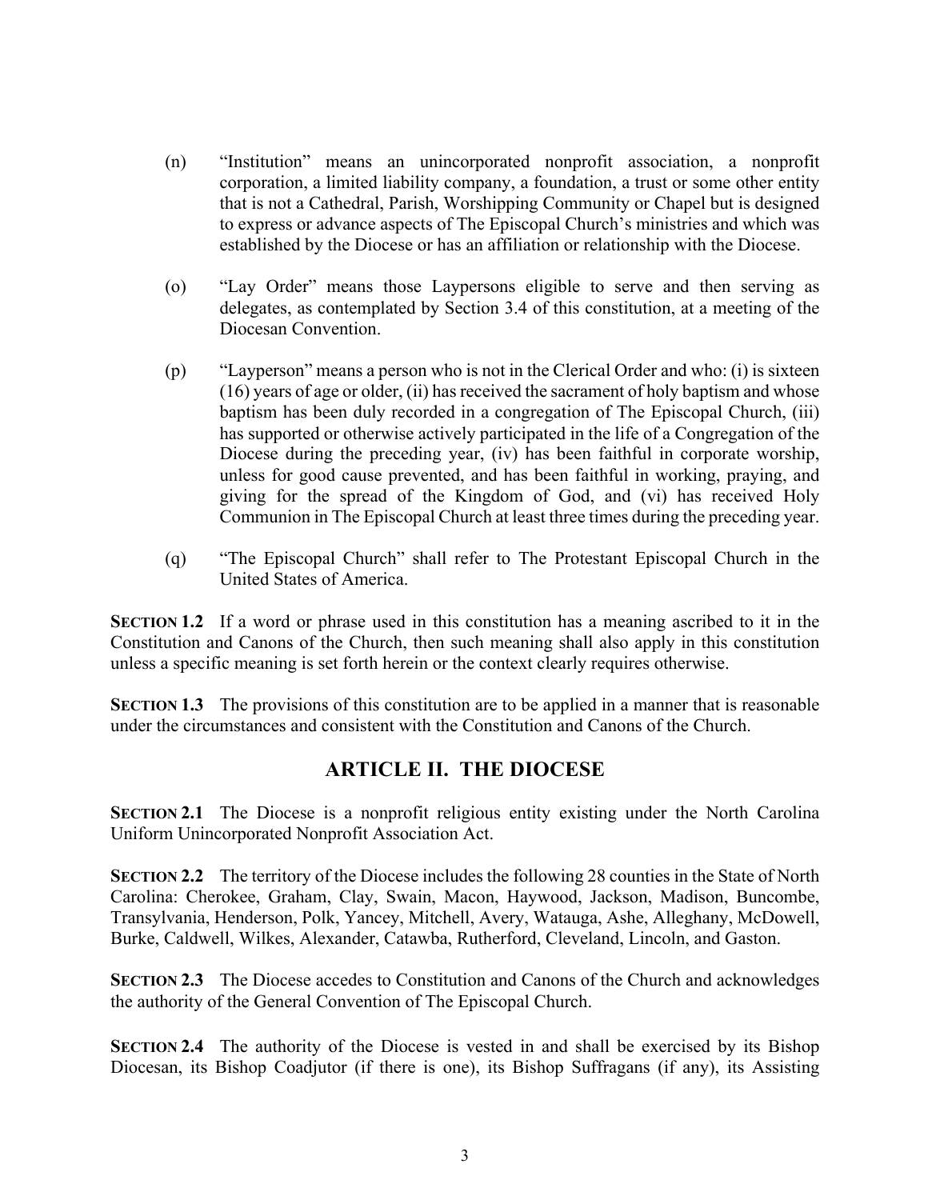(n) "Institution" means an unincorporated nonprofit association, a nonprofit corporation, a limited liability company, a foundation, a trust or some other entity that is not a Cathedral, Parish, Worshipping Community or Chapel but is designed to express or advance aspects of The Episcopal Church's ministries and which was established by the Diocese or has an affiliation or relationship with the Diocese.

(o) "Lay Order" means those Laypersons eligible to serve and then serving as delegates, as contemplated by Section 3.4 of this constitution, at a meeting of the Diocesan Convention.

(p) "Layperson" means a person who is not in the Clerical Order and who: (i) is sixteen (16) years of age or older, (ii) has received the sacrament of holy baptism and whose baptism has been duly recorded in a congregation of The Episcopal Church, (iii) has supported or otherwise actively participated in the life of a Congregation of the Diocese during the preceding year, (iv) has been faithful in corporate worship, unless for good cause prevented, and has been faithful in working, praying, and giving for the spread of the Kingdom of God, and (vi) has received Holy Communion in The Episcopal Church at least three times during the preceding year.

(q) "The Episcopal Church" shall refer to The Protestant Episcopal Church in the United States of America.

**SECTION 1.2** If a word or phrase used in this constitution has a meaning ascribed to it in the Constitution and Canons of the Church, then such meaning shall also apply in this constitution unless a specific meaning is set forth herein or the context clearly requires otherwise.

**SECTION 1.3** The provisions of this constitution are to be applied in a manner that is reasonable under the circumstances and consistent with the Constitution and Canons of the Church.

## ARTICLE II. THE DIOCESE

**SECTION 2.1** The Diocese is a nonprofit religious entity existing under the North Carolina Uniform Unincorporated Nonprofit Association Act.

**SECTION 2.2** The territory of the Diocese includes the following 28 counties in the State of North Carolina: Cherokee, Graham, Clay, Swain, Macon, Haywood, Jackson, Madison, Buncombe, Transylvania, Henderson, Polk, Yancey, Mitchell, Avery, Watauga, Ashe, Alleghany, McDowell, Burke, Caldwell, Wilkes, Alexander, Catawba, Rutherford, Cleveland, Lincoln, and Gaston.

**SECTION 2.3** The Diocese accedes to Constitution and Canons of the Church and acknowledges the authority of the General Convention of The Episcopal Church.

**SECTION 2.4** The authority of the Diocese is vested in and shall be exercised by its Bishop Diocesan, its Bishop Coadjutor (if there is one), its Bishop Suffragans (if any), its Assisting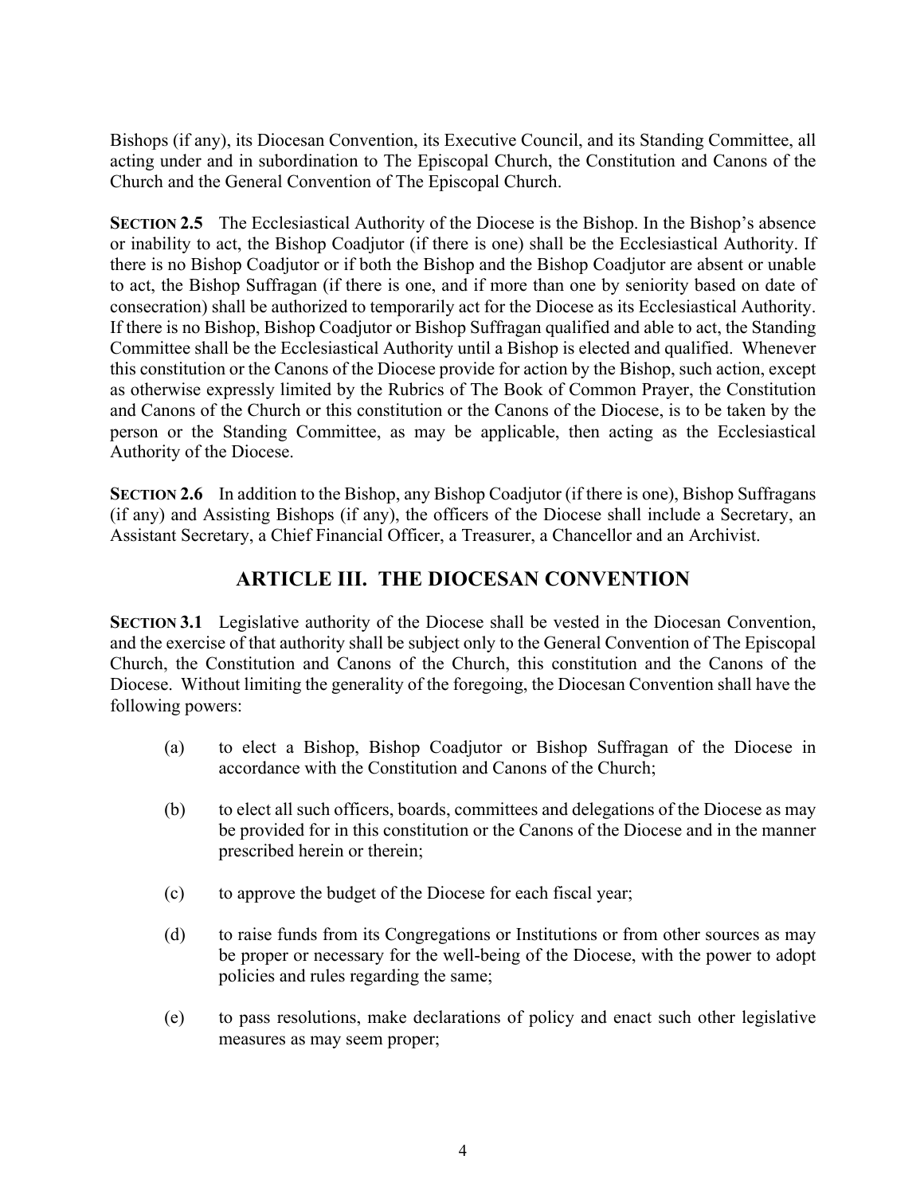Bishops (if any), its Diocesan Convention, its Executive Council, and its Standing Committee, all acting under and in subordination to The Episcopal Church, the Constitution and Canons of the Church and the General Convention of The Episcopal Church.

**SECTION 2.5** The Ecclesiastical Authority of the Diocese is the Bishop. In the Bishop's absence or inability to act, the Bishop Coadjutor (if there is one) shall be the Ecclesiastical Authority. If there is no Bishop Coadjutor or if both the Bishop and the Bishop Coadjutor are absent or unable to act, the Bishop Suffragan (if there is one, and if more than one by seniority based on date of consecration) shall be authorized to temporarily act for the Diocese as its Ecclesiastical Authority. If there is no Bishop, Bishop Coadjutor or Bishop Suffragan qualified and able to act, the Standing Committee shall be the Ecclesiastical Authority until a Bishop is elected and qualified. Whenever this constitution or the Canons of the Diocese provide for action by the Bishop, such action, except as otherwise expressly limited by the Rubrics of The Book of Common Prayer, the Constitution and Canons of the Church or this constitution or the Canons of the Diocese, is to be taken by the person or the Standing Committee, as may be applicable, then acting as the Ecclesiastical Authority of the Diocese.

**SECTION 2.6** In addition to the Bishop, any Bishop Coadjutor (if there is one), Bishop Suffragans (if any) and Assisting Bishops (if any), the officers of the Diocese shall include a Secretary, an Assistant Secretary, a Chief Financial Officer, a Treasurer, a Chancellor and an Archivist.

## ARTICLE III. THE DIOCESAN CONVENTION

**SECTION 3.1** Legislative authority of the Diocese shall be vested in the Diocesan Convention, and the exercise of that authority shall be subject only to the General Convention of The Episcopal Church, the Constitution and Canons of the Church, this constitution and the Canons of the Diocese. Without limiting the generality of the foregoing, the Diocesan Convention shall have the following powers:

(a) to elect a Bishop, Bishop Coadjutor or Bishop Suffragan of the Diocese in accordance with the Constitution and Canons of the Church;

(b) to elect all such officers, boards, committees and delegations of the Diocese as may be provided for in this constitution or the Canons of the Diocese and in the manner prescribed herein or therein;

(c) to approve the budget of the Diocese for each fiscal year;

(d) to raise funds from its Congregations or Institutions or from other sources as may be proper or necessary for the well-being of the Diocese, with the power to adopt policies and rules regarding the same;

(e) to pass resolutions, make declarations of policy and enact such other legislative measures as may seem proper;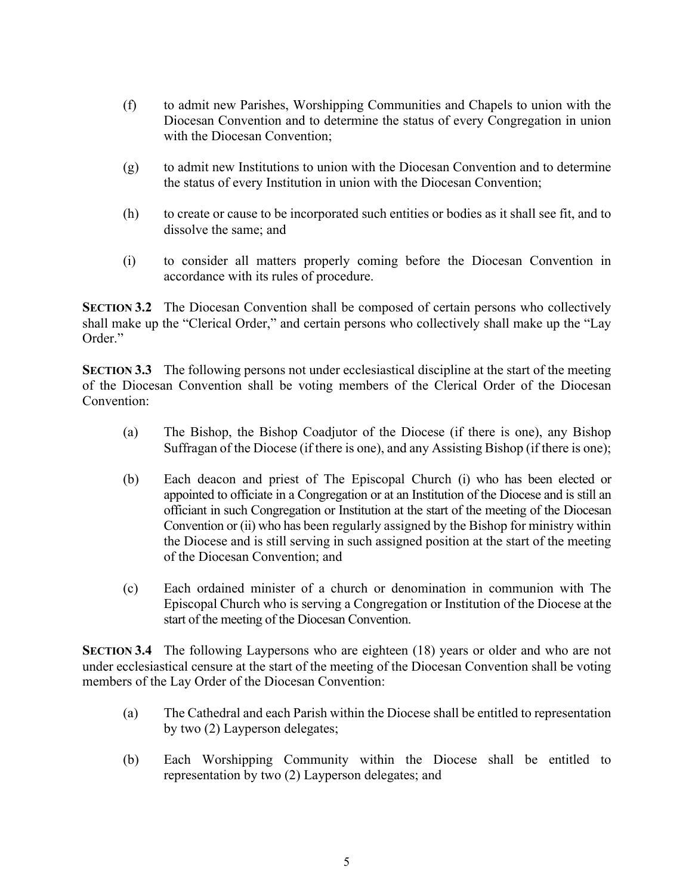(f) to admit new Parishes, Worshipping Communities and Chapels to union with the Diocesan Convention and to determine the status of every Congregation in union with the Diocesan Convention;

(g) to admit new Institutions to union with the Diocesan Convention and to determine the status of every Institution in union with the Diocesan Convention;

(h) to create or cause to be incorporated such entities or bodies as it shall see fit, and to dissolve the same; and

(i) to consider all matters properly coming before the Diocesan Convention in accordance with its rules of procedure.

**SECTION 3.2** The Diocesan Convention shall be composed of certain persons who collectively shall make up the "Clerical Order," and certain persons who collectively shall make up the "Lay Order."

**SECTION 3.3** The following persons not under ecclesiastical discipline at the start of the meeting of the Diocesan Convention shall be voting members of the Clerical Order of the Diocesan Convention:

(a) The Bishop, the Bishop Coadjutor of the Diocese (if there is one), any Bishop Suffragan of the Diocese (if there is one), and any Assisting Bishop (if there is one);

(b) Each deacon and priest of The Episcopal Church (i) who has been elected or appointed to officiate in a Congregation or at an Institution of the Diocese and is still an officiant in such Congregation or Institution at the start of the meeting of the Diocesan Convention or (ii) who has been regularly assigned by the Bishop for ministry within the Diocese and is still serving in such assigned position at the start of the meeting of the Diocesan Convention; and

(c) Each ordained minister of a church or denomination in communion with The Episcopal Church who is serving a Congregation or Institution of the Diocese at the start of the meeting of the Diocesan Convention.

**SECTION 3.4** The following Laypersons who are eighteen (18) years or older and who are not under ecclesiastical censure at the start of the meeting of the Diocesan Convention shall be voting members of the Lay Order of the Diocesan Convention:

(a) The Cathedral and each Parish within the Diocese shall be entitled to representation by two (2) Layperson delegates;

(b) Each Worshipping Community within the Diocese shall be entitled to representation by two (2) Layperson delegates; and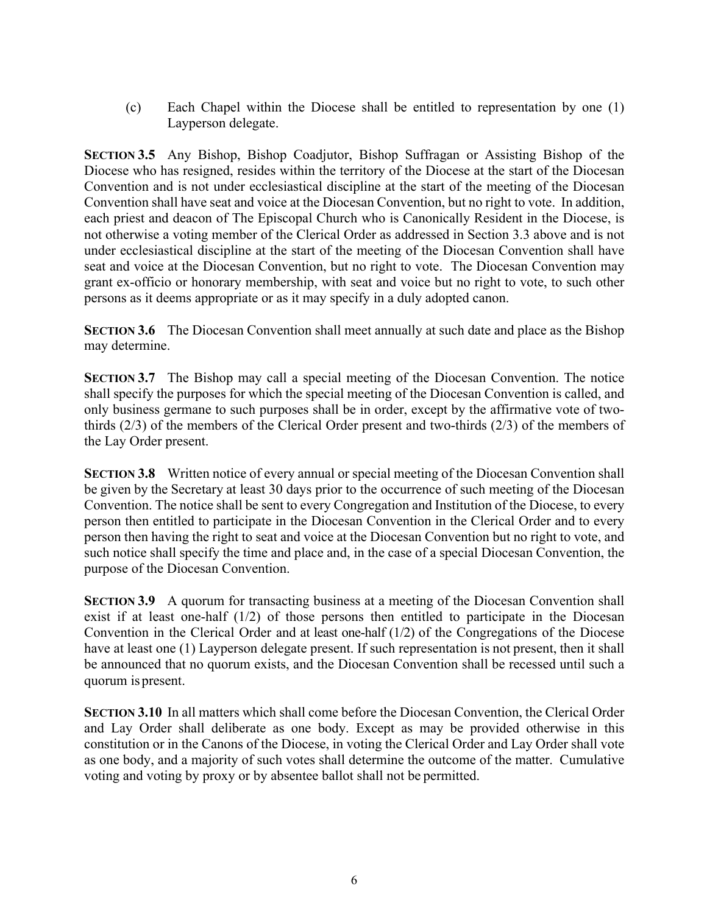(c) Each Chapel within the Diocese shall be entitled to representation by one (1) Layperson delegate.

**SECTION 3.5** Any Bishop, Bishop Coadjutor, Bishop Suffragan or Assisting Bishop of the Diocese who has resigned, resides within the territory of the Diocese at the start of the Diocesan Convention and is not under ecclesiastical discipline at the start of the meeting of the Diocesan Convention shall have seat and voice at the Diocesan Convention, but no right to vote. In addition, each priest and deacon of The Episcopal Church who is Canonically Resident in the Diocese, is not otherwise a voting member of the Clerical Order as addressed in Section 3.3 above and is not under ecclesiastical discipline at the start of the meeting of the Diocesan Convention shall have seat and voice at the Diocesan Convention, but no right to vote. The Diocesan Convention may grant ex-officio or honorary membership, with seat and voice but no right to vote, to such other persons as it deems appropriate or as it may specify in a duly adopted canon.

**SECTION 3.6** The Diocesan Convention shall meet annually at such date and place as the Bishop may determine.

**SECTION 3.7** The Bishop may call a special meeting of the Diocesan Convention. The notice shall specify the purposes for which the special meeting of the Diocesan Convention is called, and only business germane to such purposes shall be in order, except by the affirmative vote of two-thirds (2/3) of the members of the Clerical Order present and two-thirds (2/3) of the members of the Lay Order present.

**SECTION 3.8** Written notice of every annual or special meeting of the Diocesan Convention shall be given by the Secretary at least 30 days prior to the occurrence of such meeting of the Diocesan Convention. The notice shall be sent to every Congregation and Institution of the Diocese, to every person then entitled to participate in the Diocesan Convention in the Clerical Order and to every person then having the right to seat and voice at the Diocesan Convention but no right to vote, and such notice shall specify the time and place and, in the case of a special Diocesan Convention, the purpose of the Diocesan Convention.

**SECTION 3.9** A quorum for transacting business at a meeting of the Diocesan Convention shall exist if at least one-half (1/2) of those persons then entitled to participate in the Diocesan Convention in the Clerical Order and at least one-half (1/2) of the Congregations of the Diocese have at least one (1) Layperson delegate present. If such representation is not present, then it shall be announced that no quorum exists, and the Diocesan Convention shall be recessed until such a quorum is present.

**SECTION 3.10** In all matters which shall come before the Diocesan Convention, the Clerical Order and Lay Order shall deliberate as one body. Except as may be provided otherwise in this constitution or in the Canons of the Diocese, in voting the Clerical Order and Lay Order shall vote as one body, and a majority of such votes shall determine the outcome of the matter. Cumulative voting and voting by proxy or by absentee ballot shall not be permitted.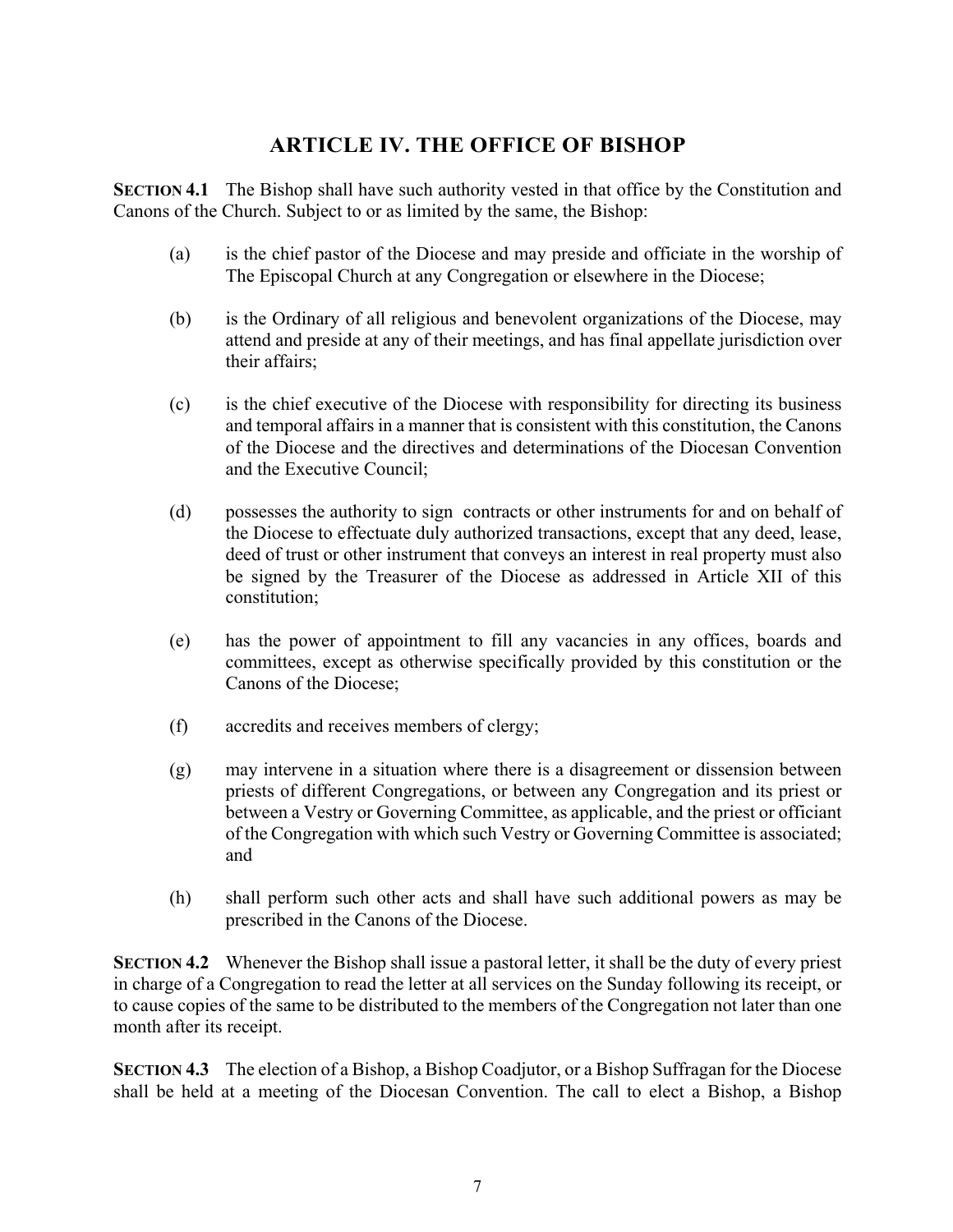## ARTICLE IV. THE OFFICE OF BISHOP

**SECTION 4.1** The Bishop shall have such authority vested in that office by the Constitution and Canons of the Church. Subject to or as limited by the same, the Bishop:

(a) is the chief pastor of the Diocese and may preside and officiate in the worship of The Episcopal Church at any Congregation or elsewhere in the Diocese;

(b) is the Ordinary of all religious and benevolent organizations of the Diocese, may attend and preside at any of their meetings, and has final appellate jurisdiction over their affairs;

(c) is the chief executive of the Diocese with responsibility for directing its business and temporal affairs in a manner that is consistent with this constitution, the Canons of the Diocese and the directives and determinations of the Diocesan Convention and the Executive Council;

(d) possesses the authority to sign contracts or other instruments for and on behalf of the Diocese to effectuate duly authorized transactions, except that any deed, lease, deed of trust or other instrument that conveys an interest in real property must also be signed by the Treasurer of the Diocese as addressed in Article XII of this constitution;

(e) has the power of appointment to fill any vacancies in any offices, boards and committees, except as otherwise specifically provided by this constitution or the Canons of the Diocese;

(f) accredits and receives members of clergy;

(g) may intervene in a situation where there is a disagreement or dissension between priests of different Congregations, or between any Congregation and its priest or between a Vestry or Governing Committee, as applicable, and the priest or officiant of the Congregation with which such Vestry or Governing Committee is associated; and

(h) shall perform such other acts and shall have such additional powers as may be prescribed in the Canons of the Diocese.

**SECTION 4.2** Whenever the Bishop shall issue a pastoral letter, it shall be the duty of every priest in charge of a Congregation to read the letter at all services on the Sunday following its receipt, or to cause copies of the same to be distributed to the members of the Congregation not later than one month after its receipt.

**SECTION 4.3** The election of a Bishop, a Bishop Coadjutor, or a Bishop Suffragan for the Diocese shall be held at a meeting of the Diocesan Convention. The call to elect a Bishop, a Bishop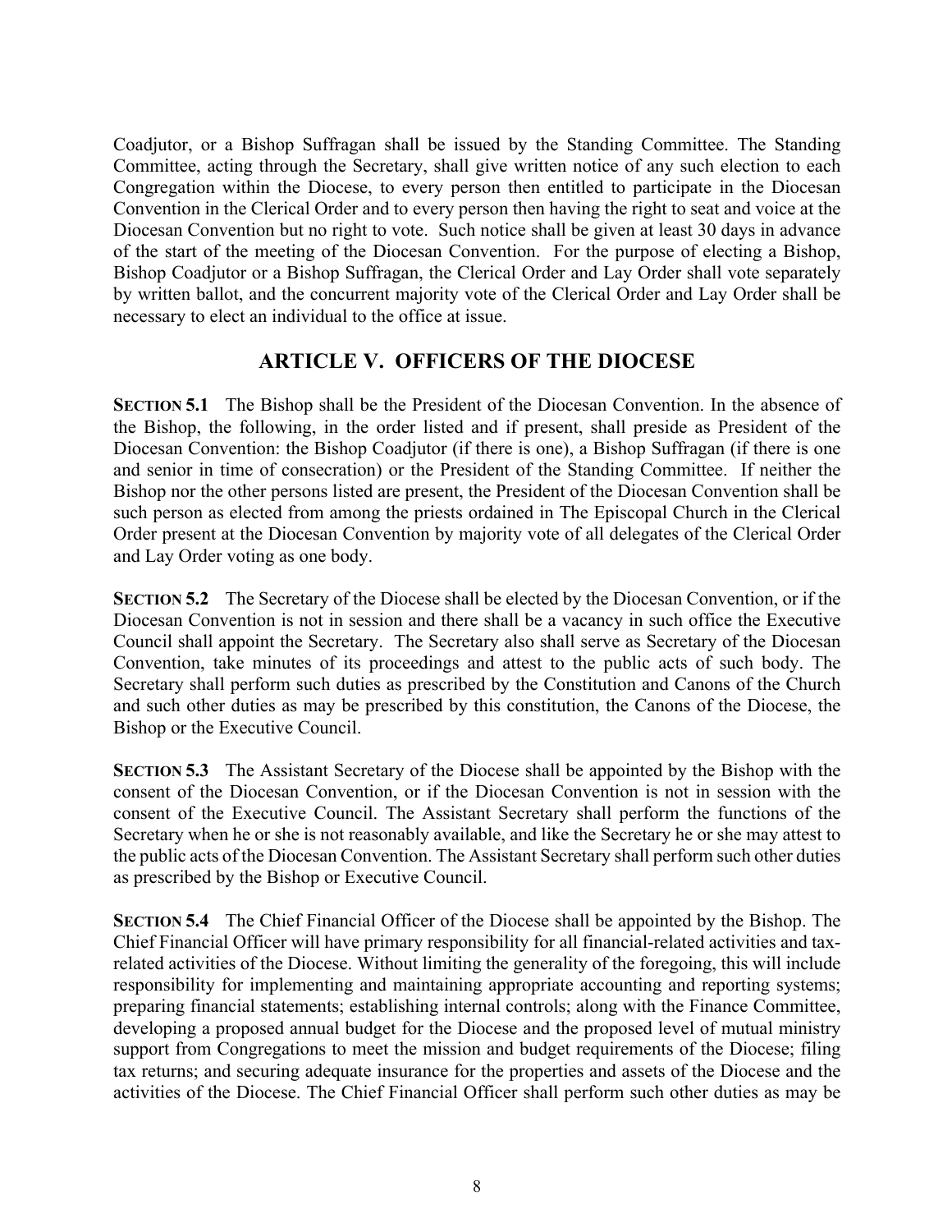Coadjutor, or a Bishop Suffragan shall be issued by the Standing Committee. The Standing Committee, acting through the Secretary, shall give written notice of any such election to each Congregation within the Diocese, to every person then entitled to participate in the Diocesan Convention in the Clerical Order and to every person then having the right to seat and voice at the Diocesan Convention but no right to vote. Such notice shall be given at least 30 days in advance of the start of the meeting of the Diocesan Convention. For the purpose of electing a Bishop, Bishop Coadjutor or a Bishop Suffragan, the Clerical Order and Lay Order shall vote separately by written ballot, and the concurrent majority vote of the Clerical Order and Lay Order shall be necessary to elect an individual to the office at issue.

## ARTICLE V. OFFICERS OF THE DIOCESE

**SECTION 5.1** The Bishop shall be the President of the Diocesan Convention. In the absence of the Bishop, the following, in the order listed and if present, shall preside as President of the Diocesan Convention: the Bishop Coadjutor (if there is one), a Bishop Suffragan (if there is one and senior in time of consecration) or the President of the Standing Committee. If neither the Bishop nor the other persons listed are present, the President of the Diocesan Convention shall be such person as elected from among the priests ordained in The Episcopal Church in the Clerical Order present at the Diocesan Convention by majority vote of all delegates of the Clerical Order and Lay Order voting as one body.

**SECTION 5.2** The Secretary of the Diocese shall be elected by the Diocesan Convention, or if the Diocesan Convention is not in session and there shall be a vacancy in such office the Executive Council shall appoint the Secretary. The Secretary also shall serve as Secretary of the Diocesan Convention, take minutes of its proceedings and attest to the public acts of such body. The Secretary shall perform such duties as prescribed by the Constitution and Canons of the Church and such other duties as may be prescribed by this constitution, the Canons of the Diocese, the Bishop or the Executive Council.

**SECTION 5.3** The Assistant Secretary of the Diocese shall be appointed by the Bishop with the consent of the Diocesan Convention, or if the Diocesan Convention is not in session with the consent of the Executive Council. The Assistant Secretary shall perform the functions of the Secretary when he or she is not reasonably available, and like the Secretary he or she may attest to the public acts of the Diocesan Convention. The Assistant Secretary shall perform such other duties as prescribed by the Bishop or Executive Council.

**SECTION 5.4** The Chief Financial Officer of the Diocese shall be appointed by the Bishop. The Chief Financial Officer will have primary responsibility for all financial-related activities and tax-related activities of the Diocese. Without limiting the generality of the foregoing, this will include responsibility for implementing and maintaining appropriate accounting and reporting systems; preparing financial statements; establishing internal controls; along with the Finance Committee, developing a proposed annual budget for the Diocese and the proposed level of mutual ministry support from Congregations to meet the mission and budget requirements of the Diocese; filing tax returns; and securing adequate insurance for the properties and assets of the Diocese and the activities of the Diocese. The Chief Financial Officer shall perform such other duties as may be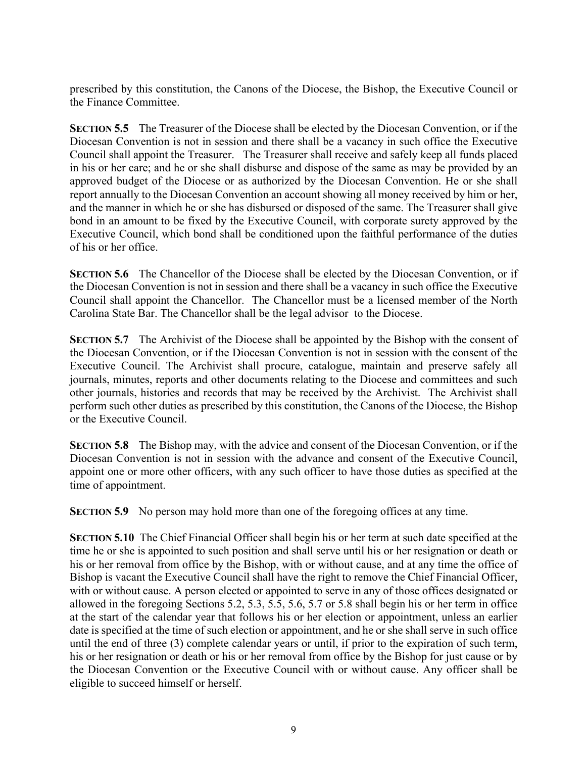prescribed by this constitution, the Canons of the Diocese, the Bishop, the Executive Council or the Finance Committee.

**SECTION 5.5** The Treasurer of the Diocese shall be elected by the Diocesan Convention, or if the Diocesan Convention is not in session and there shall be a vacancy in such office the Executive Council shall appoint the Treasurer. The Treasurer shall receive and safely keep all funds placed in his or her care; and he or she shall disburse and dispose of the same as may be provided by an approved budget of the Diocese or as authorized by the Diocesan Convention. He or she shall report annually to the Diocesan Convention an account showing all money received by him or her, and the manner in which he or she has disbursed or disposed of the same. The Treasurer shall give bond in an amount to be fixed by the Executive Council, with corporate surety approved by the Executive Council, which bond shall be conditioned upon the faithful performance of the duties of his or her office.

**SECTION 5.6** The Chancellor of the Diocese shall be elected by the Diocesan Convention, or if the Diocesan Convention is not in session and there shall be a vacancy in such office the Executive Council shall appoint the Chancellor. The Chancellor must be a licensed member of the North Carolina State Bar. The Chancellor shall be the legal advisor to the Diocese.

**SECTION 5.7** The Archivist of the Diocese shall be appointed by the Bishop with the consent of the Diocesan Convention, or if the Diocesan Convention is not in session with the consent of the Executive Council. The Archivist shall procure, catalogue, maintain and preserve safely all journals, minutes, reports and other documents relating to the Diocese and committees and such other journals, histories and records that may be received by the Archivist. The Archivist shall perform such other duties as prescribed by this constitution, the Canons of the Diocese, the Bishop or the Executive Council.

**SECTION 5.8** The Bishop may, with the advice and consent of the Diocesan Convention, or if the Diocesan Convention is not in session with the advance and consent of the Executive Council, appoint one or more other officers, with any such officer to have those duties as specified at the time of appointment.

**SECTION 5.9** No person may hold more than one of the foregoing offices at any time.

**SECTION 5.10** The Chief Financial Officer shall begin his or her term at such date specified at the time he or she is appointed to such position and shall serve until his or her resignation or death or his or her removal from office by the Bishop, with or without cause, and at any time the office of Bishop is vacant the Executive Council shall have the right to remove the Chief Financial Officer, with or without cause. A person elected or appointed to serve in any of those offices designated or allowed in the foregoing Sections 5.2, 5.3, 5.5, 5.6, 5.7 or 5.8 shall begin his or her term in office at the start of the calendar year that follows his or her election or appointment, unless an earlier date is specified at the time of such election or appointment, and he or she shall serve in such office until the end of three (3) complete calendar years or until, if prior to the expiration of such term, his or her resignation or death or his or her removal from office by the Bishop for just cause or by the Diocesan Convention or the Executive Council with or without cause. Any officer shall be eligible to succeed himself or herself.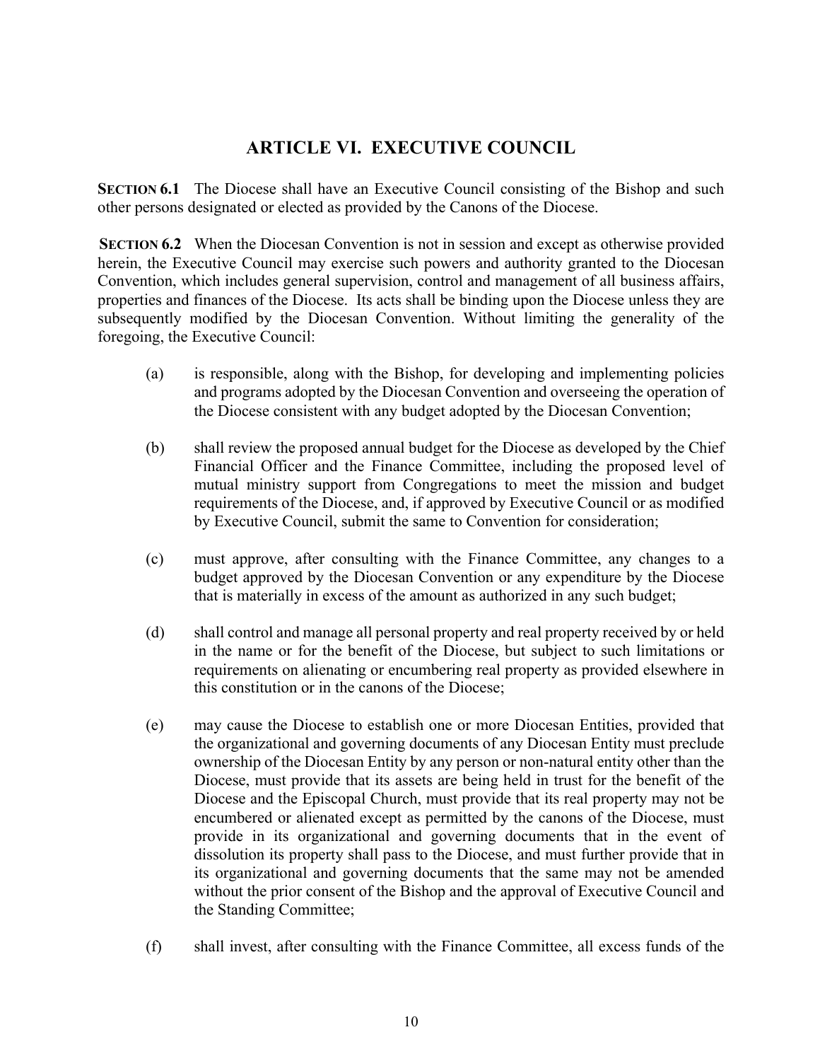## ARTICLE VI. EXECUTIVE COUNCIL

**SECTION 6.1** The Diocese shall have an Executive Council consisting of the Bishop and such other persons designated or elected as provided by the Canons of the Diocese.

**SECTION 6.2** When the Diocesan Convention is not in session and except as otherwise provided herein, the Executive Council may exercise such powers and authority granted to the Diocesan Convention, which includes general supervision, control and management of all business affairs, properties and finances of the Diocese. Its acts shall be binding upon the Diocese unless they are subsequently modified by the Diocesan Convention. Without limiting the generality of the foregoing, the Executive Council:

(a) is responsible, along with the Bishop, for developing and implementing policies and programs adopted by the Diocesan Convention and overseeing the operation of the Diocese consistent with any budget adopted by the Diocesan Convention;

(b) shall review the proposed annual budget for the Diocese as developed by the Chief Financial Officer and the Finance Committee, including the proposed level of mutual ministry support from Congregations to meet the mission and budget requirements of the Diocese, and, if approved by Executive Council or as modified by Executive Council, submit the same to Convention for consideration;

(c) must approve, after consulting with the Finance Committee, any changes to a budget approved by the Diocesan Convention or any expenditure by the Diocese that is materially in excess of the amount as authorized in any such budget;

(d) shall control and manage all personal property and real property received by or held in the name or for the benefit of the Diocese, but subject to such limitations or requirements on alienating or encumbering real property as provided elsewhere in this constitution or in the canons of the Diocese;

(e) may cause the Diocese to establish one or more Diocesan Entities, provided that the organizational and governing documents of any Diocesan Entity must preclude ownership of the Diocesan Entity by any person or non-natural entity other than the Diocese, must provide that its assets are being held in trust for the benefit of the Diocese and the Episcopal Church, must provide that its real property may not be encumbered or alienated except as permitted by the canons of the Diocese, must provide in its organizational and governing documents that in the event of dissolution its property shall pass to the Diocese, and must further provide that in its organizational and governing documents that the same may not be amended without the prior consent of the Bishop and the approval of Executive Council and the Standing Committee;

(f) shall invest, after consulting with the Finance Committee, all excess funds of the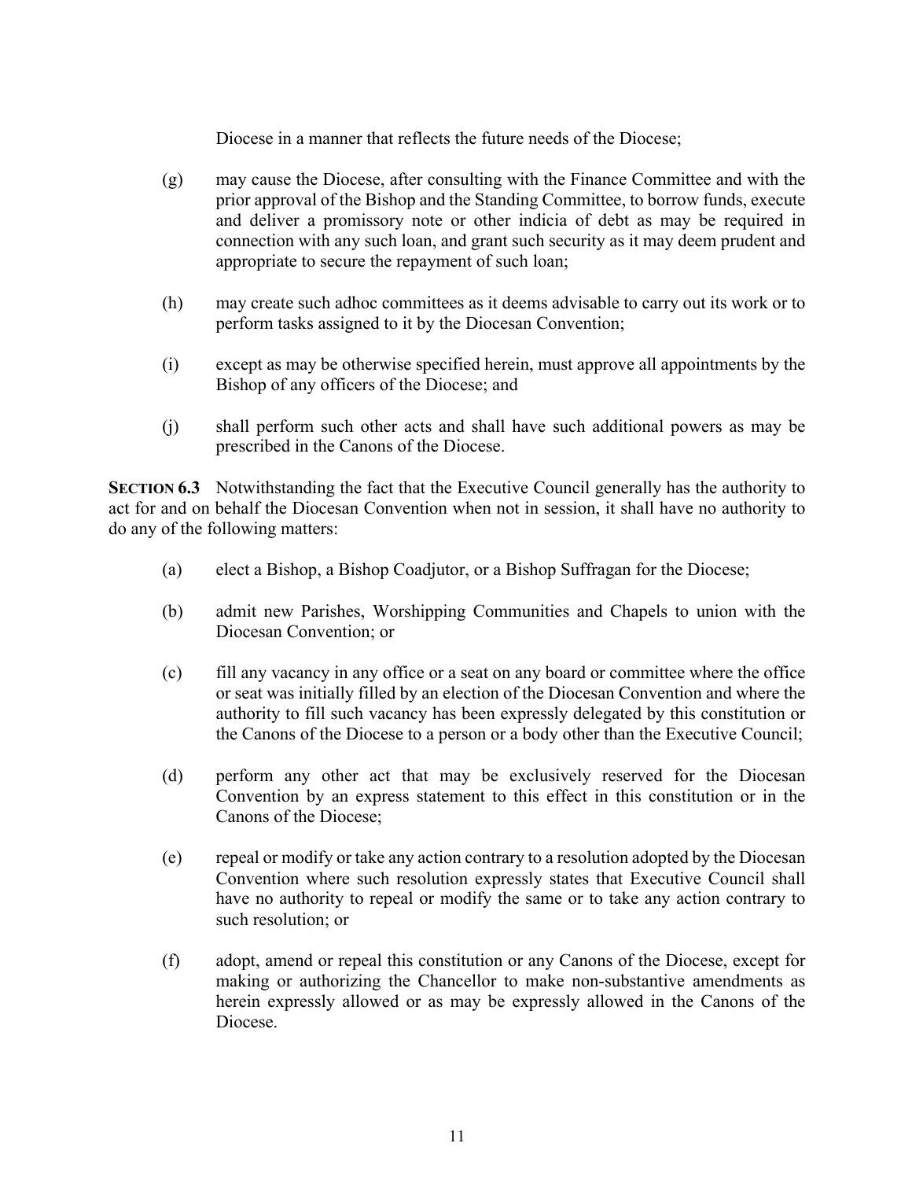Diocese in a manner that reflects the future needs of the Diocese;

(g) may cause the Diocese, after consulting with the Finance Committee and with the prior approval of the Bishop and the Standing Committee, to borrow funds, execute and deliver a promissory note or other indicia of debt as may be required in connection with any such loan, and grant such security as it may deem prudent and appropriate to secure the repayment of such loan;

(h) may create such adhoc committees as it deems advisable to carry out its work or to perform tasks assigned to it by the Diocesan Convention;

(i) except as may be otherwise specified herein, must approve all appointments by the Bishop of any officers of the Diocese; and

(j) shall perform such other acts and shall have such additional powers as may be prescribed in the Canons of the Diocese.

**SECTION 6.3** Notwithstanding the fact that the Executive Council generally has the authority to act for and on behalf the Diocesan Convention when not in session, it shall have no authority to do any of the following matters:

(a) elect a Bishop, a Bishop Coadjutor, or a Bishop Suffragan for the Diocese;

(b) admit new Parishes, Worshipping Communities and Chapels to union with the Diocesan Convention; or

(c) fill any vacancy in any office or a seat on any board or committee where the office or seat was initially filled by an election of the Diocesan Convention and where the authority to fill such vacancy has been expressly delegated by this constitution or the Canons of the Diocese to a person or a body other than the Executive Council;

(d) perform any other act that may be exclusively reserved for the Diocesan Convention by an express statement to this effect in this constitution or in the Canons of the Diocese;

(e) repeal or modify or take any action contrary to a resolution adopted by the Diocesan Convention where such resolution expressly states that Executive Council shall have no authority to repeal or modify the same or to take any action contrary to such resolution; or

(f) adopt, amend or repeal this constitution or any Canons of the Diocese, except for making or authorizing the Chancellor to make non-substantive amendments as herein expressly allowed or as may be expressly allowed in the Canons of the Diocese.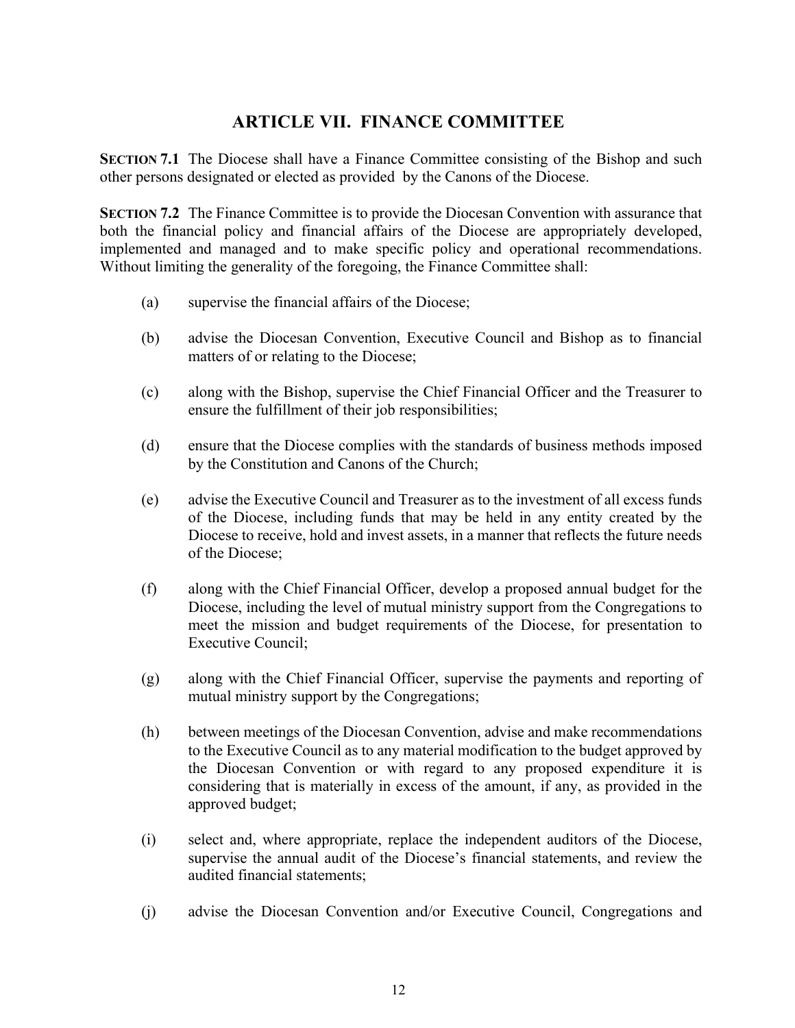## ARTICLE VII. FINANCE COMMITTEE

**SECTION 7.1** The Diocese shall have a Finance Committee consisting of the Bishop and such other persons designated or elected as provided by the Canons of the Diocese.

**SECTION 7.2** The Finance Committee is to provide the Diocesan Convention with assurance that both the financial policy and financial affairs of the Diocese are appropriately developed, implemented and managed and to make specific policy and operational recommendations. Without limiting the generality of the foregoing, the Finance Committee shall:

(a) supervise the financial affairs of the Diocese;

(b) advise the Diocesan Convention, Executive Council and Bishop as to financial matters of or relating to the Diocese;

(c) along with the Bishop, supervise the Chief Financial Officer and the Treasurer to ensure the fulfillment of their job responsibilities;

(d) ensure that the Diocese complies with the standards of business methods imposed by the Constitution and Canons of the Church;

(e) advise the Executive Council and Treasurer as to the investment of all excess funds of the Diocese, including funds that may be held in any entity created by the Diocese to receive, hold and invest assets, in a manner that reflects the future needs of the Diocese;

(f) along with the Chief Financial Officer, develop a proposed annual budget for the Diocese, including the level of mutual ministry support from the Congregations to meet the mission and budget requirements of the Diocese, for presentation to Executive Council;

(g) along with the Chief Financial Officer, supervise the payments and reporting of mutual ministry support by the Congregations;

(h) between meetings of the Diocesan Convention, advise and make recommendations to the Executive Council as to any material modification to the budget approved by the Diocesan Convention or with regard to any proposed expenditure it is considering that is materially in excess of the amount, if any, as provided in the approved budget;

(i) select and, where appropriate, replace the independent auditors of the Diocese, supervise the annual audit of the Diocese's financial statements, and review the audited financial statements;

(j) advise the Diocesan Convention and/or Executive Council, Congregations and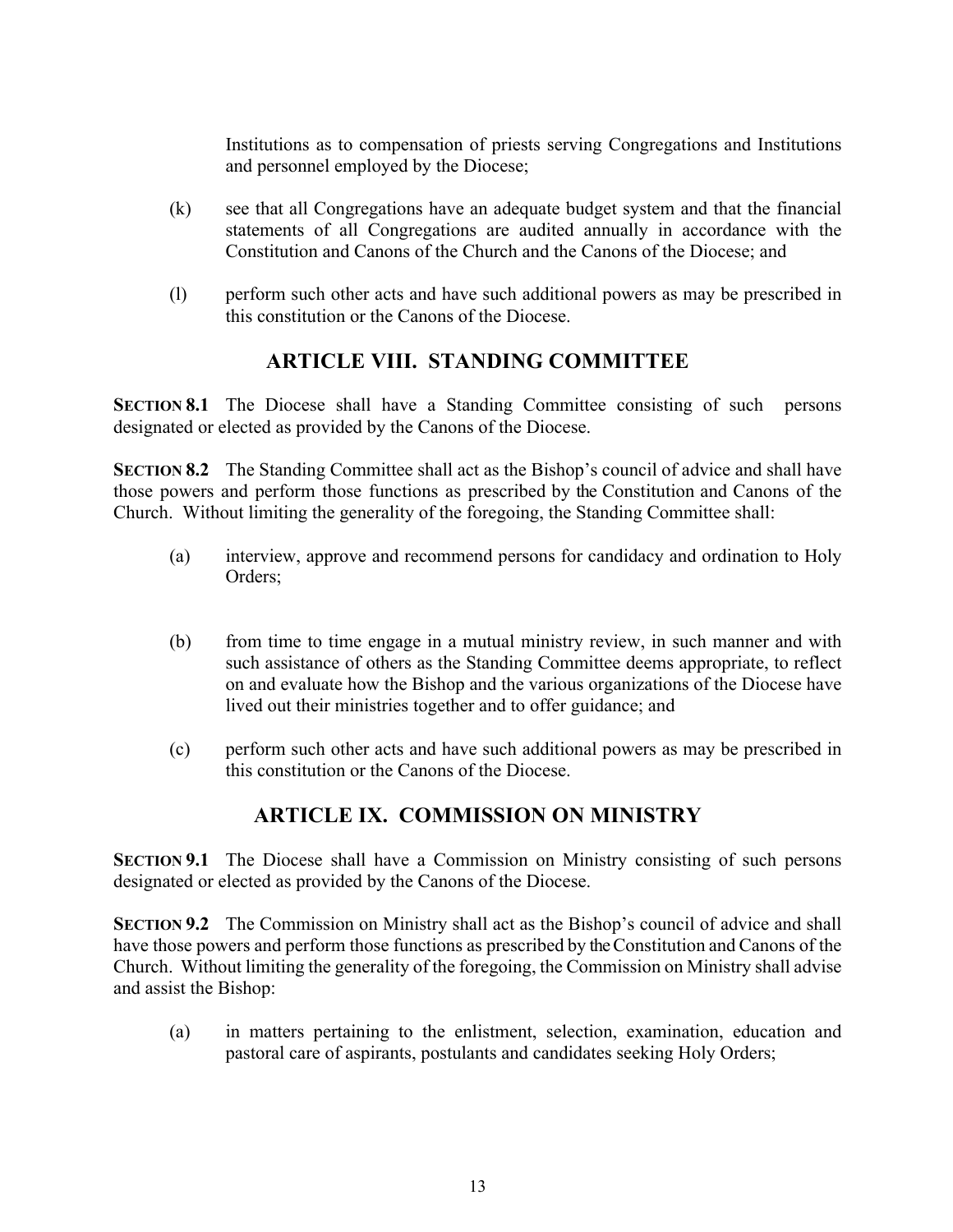Institutions as to compensation of priests serving Congregations and Institutions and personnel employed by the Diocese;

(k) see that all Congregations have an adequate budget system and that the financial statements of all Congregations are audited annually in accordance with the Constitution and Canons of the Church and the Canons of the Diocese; and

(l) perform such other acts and have such additional powers as may be prescribed in this constitution or the Canons of the Diocese.

## ARTICLE VIII. STANDING COMMITTEE

**SECTION 8.1** The Diocese shall have a Standing Committee consisting of such persons designated or elected as provided by the Canons of the Diocese.

**SECTION 8.2** The Standing Committee shall act as the Bishop's council of advice and shall have those powers and perform those functions as prescribed by the Constitution and Canons of the Church. Without limiting the generality of the foregoing, the Standing Committee shall:

(a) interview, approve and recommend persons for candidacy and ordination to Holy Orders;

(b) from time to time engage in a mutual ministry review, in such manner and with such assistance of others as the Standing Committee deems appropriate, to reflect on and evaluate how the Bishop and the various organizations of the Diocese have lived out their ministries together and to offer guidance; and

(c) perform such other acts and have such additional powers as may be prescribed in this constitution or the Canons of the Diocese.

## ARTICLE IX. COMMISSION ON MINISTRY

**SECTION 9.1** The Diocese shall have a Commission on Ministry consisting of such persons designated or elected as provided by the Canons of the Diocese.

**SECTION 9.2** The Commission on Ministry shall act as the Bishop's council of advice and shall have those powers and perform those functions as prescribed by the Constitution and Canons of the Church. Without limiting the generality of the foregoing, the Commission on Ministry shall advise and assist the Bishop:

(a) in matters pertaining to the enlistment, selection, examination, education and pastoral care of aspirants, postulants and candidates seeking Holy Orders;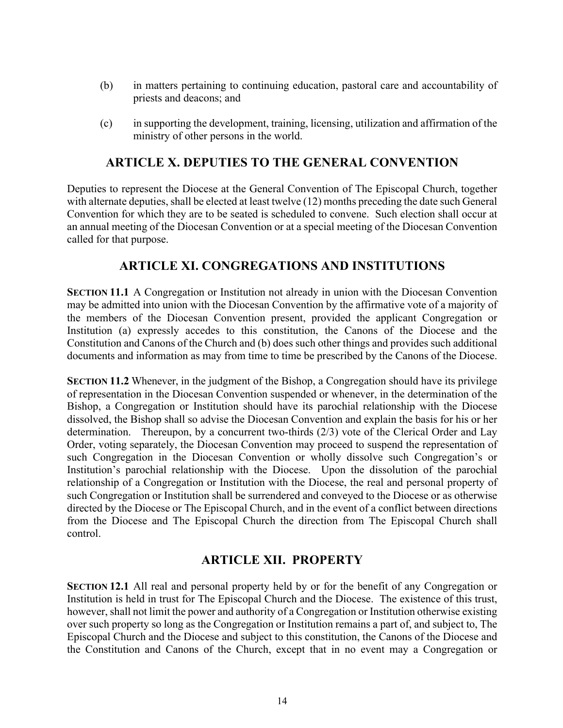(b) in matters pertaining to continuing education, pastoral care and accountability of priests and deacons; and

(c) in supporting the development, training, licensing, utilization and affirmation of the ministry of other persons in the world.

## ARTICLE X. DEPUTIES TO THE GENERAL CONVENTION

Deputies to represent the Diocese at the General Convention of The Episcopal Church, together with alternate deputies, shall be elected at least twelve (12) months preceding the date such General Convention for which they are to be seated is scheduled to convene. Such election shall occur at an annual meeting of the Diocesan Convention or at a special meeting of the Diocesan Convention called for that purpose.

## ARTICLE XI. CONGREGATIONS AND INSTITUTIONS

**SECTION 11.1** A Congregation or Institution not already in union with the Diocesan Convention may be admitted into union with the Diocesan Convention by the affirmative vote of a majority of the members of the Diocesan Convention present, provided the applicant Congregation or Institution (a) expressly accedes to this constitution, the Canons of the Diocese and the Constitution and Canons of the Church and (b) does such other things and provides such additional documents and information as may from time to time be prescribed by the Canons of the Diocese.

**SECTION 11.2** Whenever, in the judgment of the Bishop, a Congregation should have its privilege of representation in the Diocesan Convention suspended or whenever, in the determination of the Bishop, a Congregation or Institution should have its parochial relationship with the Diocese dissolved, the Bishop shall so advise the Diocesan Convention and explain the basis for his or her determination. Thereupon, by a concurrent two-thirds (2/3) vote of the Clerical Order and Lay Order, voting separately, the Diocesan Convention may proceed to suspend the representation of such Congregation in the Diocesan Convention or wholly dissolve such Congregation's or Institution's parochial relationship with the Diocese. Upon the dissolution of the parochial relationship of a Congregation or Institution with the Diocese, the real and personal property of such Congregation or Institution shall be surrendered and conveyed to the Diocese or as otherwise directed by the Diocese or The Episcopal Church, and in the event of a conflict between directions from the Diocese and The Episcopal Church the direction from The Episcopal Church shall control.

## ARTICLE XII. PROPERTY

**SECTION 12.1** All real and personal property held by or for the benefit of any Congregation or Institution is held in trust for The Episcopal Church and the Diocese. The existence of this trust, however, shall not limit the power and authority of a Congregation or Institution otherwise existing over such property so long as the Congregation or Institution remains a part of, and subject to, The Episcopal Church and the Diocese and subject to this constitution, the Canons of the Diocese and the Constitution and Canons of the Church, except that in no event may a Congregation or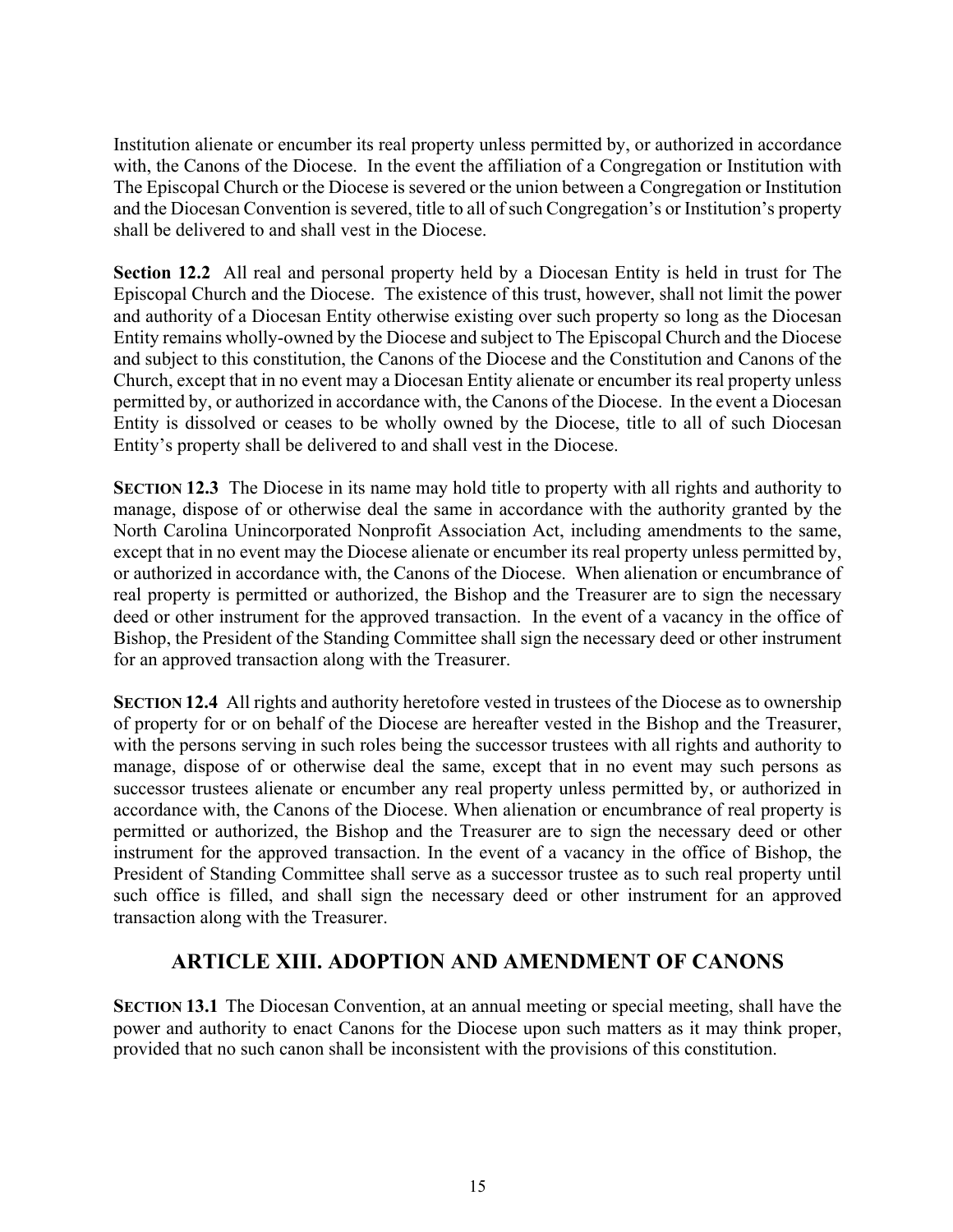Institution alienate or encumber its real property unless permitted by, or authorized in accordance with, the Canons of the Diocese. In the event the affiliation of a Congregation or Institution with The Episcopal Church or the Diocese is severed or the union between a Congregation or Institution and the Diocesan Convention is severed, title to all of such Congregation's or Institution's property shall be delivered to and shall vest in the Diocese.

**Section 12.2** All real and personal property held by a Diocesan Entity is held in trust for The Episcopal Church and the Diocese. The existence of this trust, however, shall not limit the power and authority of a Diocesan Entity otherwise existing over such property so long as the Diocesan Entity remains wholly-owned by the Diocese and subject to The Episcopal Church and the Diocese and subject to this constitution, the Canons of the Diocese and the Constitution and Canons of the Church, except that in no event may a Diocesan Entity alienate or encumber its real property unless permitted by, or authorized in accordance with, the Canons of the Diocese. In the event a Diocesan Entity is dissolved or ceases to be wholly owned by the Diocese, title to all of such Diocesan Entity's property shall be delivered to and shall vest in the Diocese.

**SECTION 12.3** The Diocese in its name may hold title to property with all rights and authority to manage, dispose of or otherwise deal the same in accordance with the authority granted by the North Carolina Unincorporated Nonprofit Association Act, including amendments to the same, except that in no event may the Diocese alienate or encumber its real property unless permitted by, or authorized in accordance with, the Canons of the Diocese. When alienation or encumbrance of real property is permitted or authorized, the Bishop and the Treasurer are to sign the necessary deed or other instrument for the approved transaction. In the event of a vacancy in the office of Bishop, the President of the Standing Committee shall sign the necessary deed or other instrument for an approved transaction along with the Treasurer.

**SECTION 12.4** All rights and authority heretofore vested in trustees of the Diocese as to ownership of property for or on behalf of the Diocese are hereafter vested in the Bishop and the Treasurer, with the persons serving in such roles being the successor trustees with all rights and authority to manage, dispose of or otherwise deal the same, except that in no event may such persons as successor trustees alienate or encumber any real property unless permitted by, or authorized in accordance with, the Canons of the Diocese. When alienation or encumbrance of real property is permitted or authorized, the Bishop and the Treasurer are to sign the necessary deed or other instrument for the approved transaction. In the event of a vacancy in the office of Bishop, the President of Standing Committee shall serve as a successor trustee as to such real property until such office is filled, and shall sign the necessary deed or other instrument for an approved transaction along with the Treasurer.

## ARTICLE XIII. ADOPTION AND AMENDMENT OF CANONS

**SECTION 13.1** The Diocesan Convention, at an annual meeting or special meeting, shall have the power and authority to enact Canons for the Diocese upon such matters as it may think proper, provided that no such canon shall be inconsistent with the provisions of this constitution.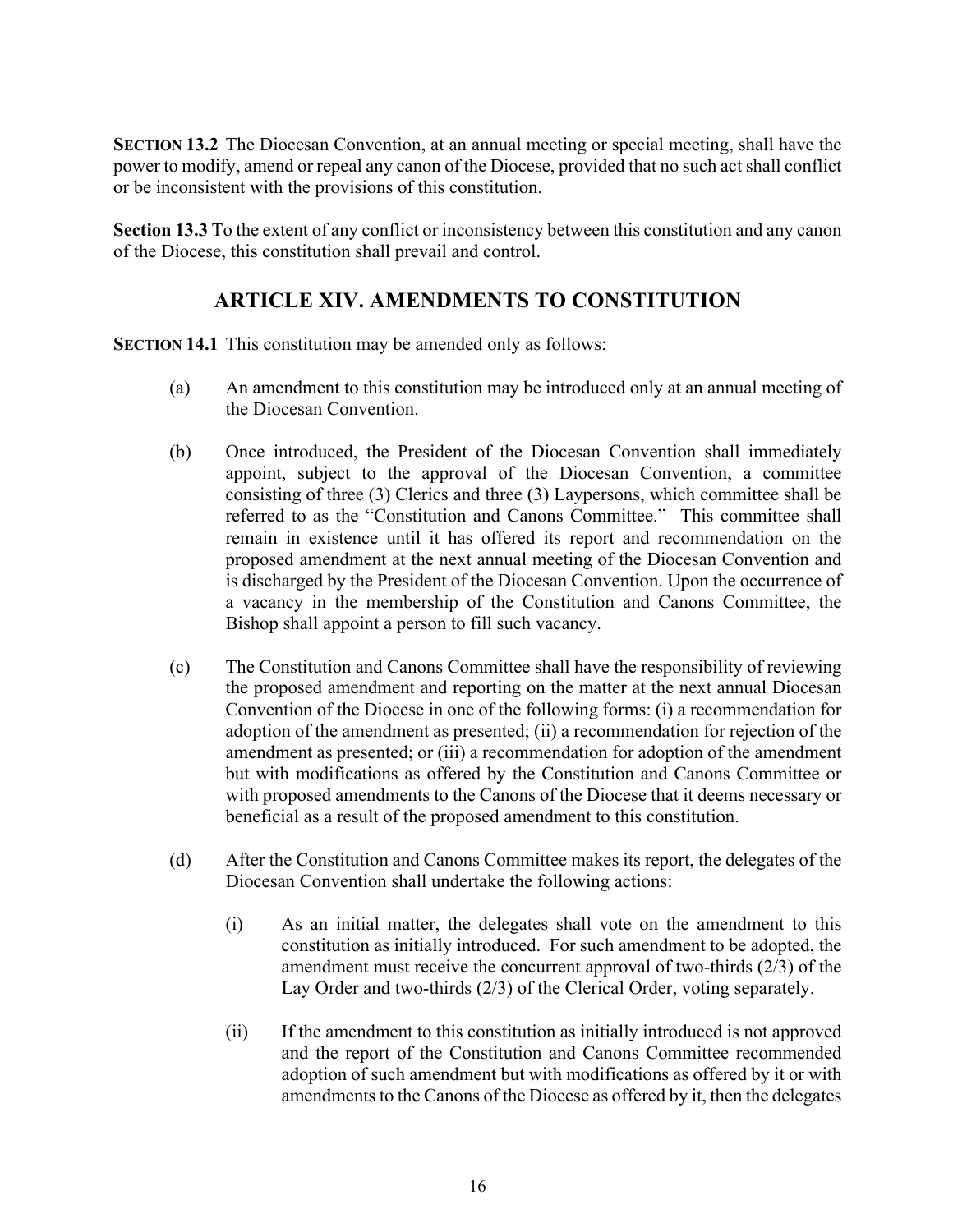**SECTION 13.2** The Diocesan Convention, at an annual meeting or special meeting, shall have the power to modify, amend or repeal any canon of the Diocese, provided that no such act shall conflict or be inconsistent with the provisions of this constitution.

**Section 13.3** To the extent of any conflict or inconsistency between this constitution and any canon of the Diocese, this constitution shall prevail and control.

## ARTICLE XIV. AMENDMENTS TO CONSTITUTION

**SECTION 14.1** This constitution may be amended only as follows:

(a) An amendment to this constitution may be introduced only at an annual meeting of the Diocesan Convention.

(b) Once introduced, the President of the Diocesan Convention shall immediately appoint, subject to the approval of the Diocesan Convention, a committee consisting of three (3) Clerics and three (3) Laypersons, which committee shall be referred to as the "Constitution and Canons Committee." This committee shall remain in existence until it has offered its report and recommendation on the proposed amendment at the next annual meeting of the Diocesan Convention and is discharged by the President of the Diocesan Convention. Upon the occurrence of a vacancy in the membership of the Constitution and Canons Committee, the Bishop shall appoint a person to fill such vacancy.

(c) The Constitution and Canons Committee shall have the responsibility of reviewing the proposed amendment and reporting on the matter at the next annual Diocesan Convention of the Diocese in one of the following forms: (i) a recommendation for adoption of the amendment as presented; (ii) a recommendation for rejection of the amendment as presented; or (iii) a recommendation for adoption of the amendment but with modifications as offered by the Constitution and Canons Committee or with proposed amendments to the Canons of the Diocese that it deems necessary or beneficial as a result of the proposed amendment to this constitution.

(d) After the Constitution and Canons Committee makes its report, the delegates of the Diocesan Convention shall undertake the following actions:

  (i) As an initial matter, the delegates shall vote on the amendment to this constitution as initially introduced. For such amendment to be adopted, the amendment must receive the concurrent approval of two-thirds (2/3) of the Lay Order and two-thirds (2/3) of the Clerical Order, voting separately.

  (ii) If the amendment to this constitution as initially introduced is not approved and the report of the Constitution and Canons Committee recommended adoption of such amendment but with modifications as offered by it or with amendments to the Canons of the Diocese as offered by it, then the delegates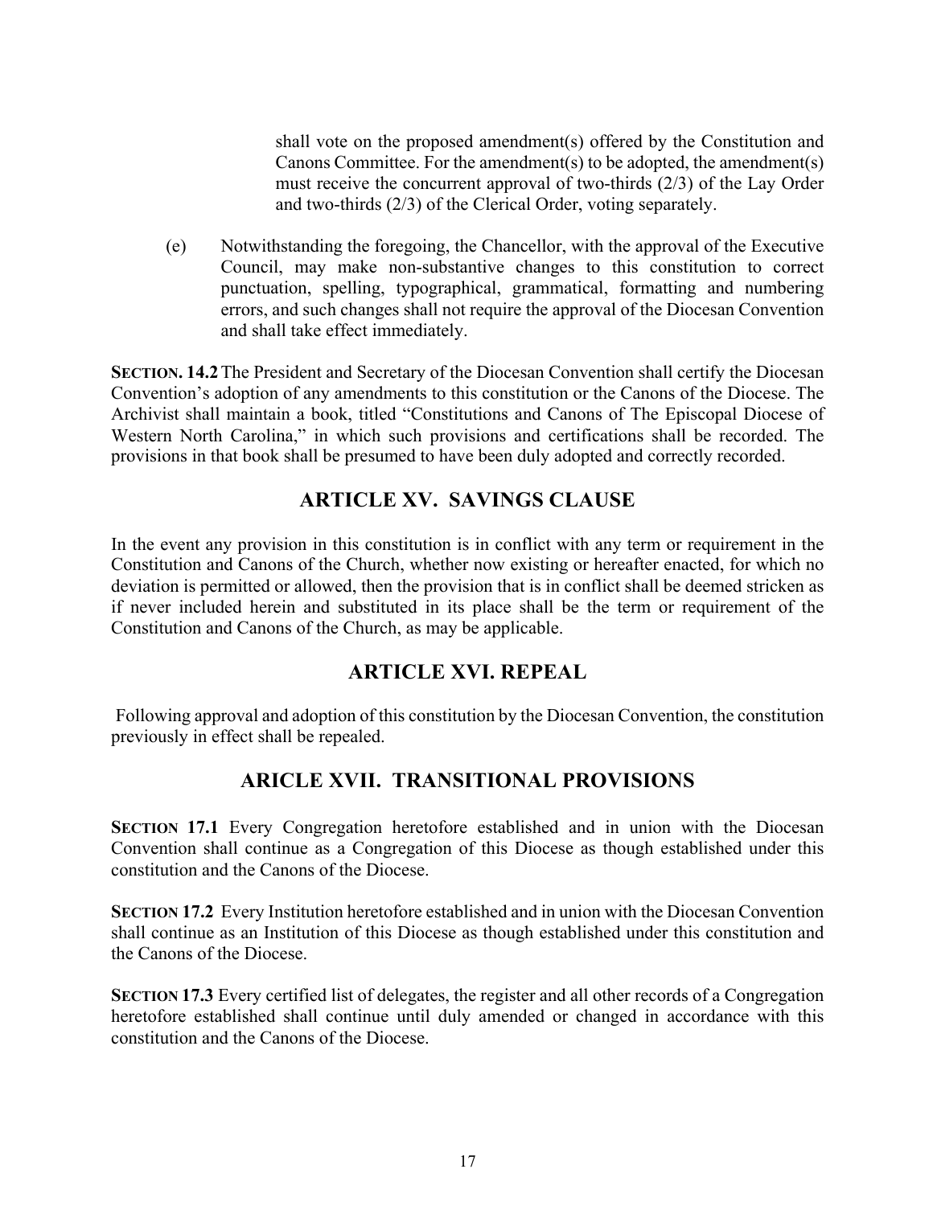shall vote on the proposed amendment(s) offered by the Constitution and Canons Committee. For the amendment(s) to be adopted, the amendment(s) must receive the concurrent approval of two-thirds (2/3) of the Lay Order and two-thirds (2/3) of the Clerical Order, voting separately.

(e) Notwithstanding the foregoing, the Chancellor, with the approval of the Executive Council, may make non-substantive changes to this constitution to correct punctuation, spelling, typographical, grammatical, formatting and numbering errors, and such changes shall not require the approval of the Diocesan Convention and shall take effect immediately.

**SECTION. 14.2** The President and Secretary of the Diocesan Convention shall certify the Diocesan Convention's adoption of any amendments to this constitution or the Canons of the Diocese. The Archivist shall maintain a book, titled "Constitutions and Canons of The Episcopal Diocese of Western North Carolina," in which such provisions and certifications shall be recorded. The provisions in that book shall be presumed to have been duly adopted and correctly recorded.

## ARTICLE XV. SAVINGS CLAUSE

In the event any provision in this constitution is in conflict with any term or requirement in the Constitution and Canons of the Church, whether now existing or hereafter enacted, for which no deviation is permitted or allowed, then the provision that is in conflict shall be deemed stricken as if never included herein and substituted in its place shall be the term or requirement of the Constitution and Canons of the Church, as may be applicable.

## ARTICLE XVI. REPEAL

Following approval and adoption of this constitution by the Diocesan Convention, the constitution previously in effect shall be repealed.

## ARICLE XVII. TRANSITIONAL PROVISIONS

**SECTION 17.1** Every Congregation heretofore established and in union with the Diocesan Convention shall continue as a Congregation of this Diocese as though established under this constitution and the Canons of the Diocese.

**SECTION 17.2** Every Institution heretofore established and in union with the Diocesan Convention shall continue as an Institution of this Diocese as though established under this constitution and the Canons of the Diocese.

**SECTION 17.3** Every certified list of delegates, the register and all other records of a Congregation heretofore established shall continue until duly amended or changed in accordance with this constitution and the Canons of the Diocese.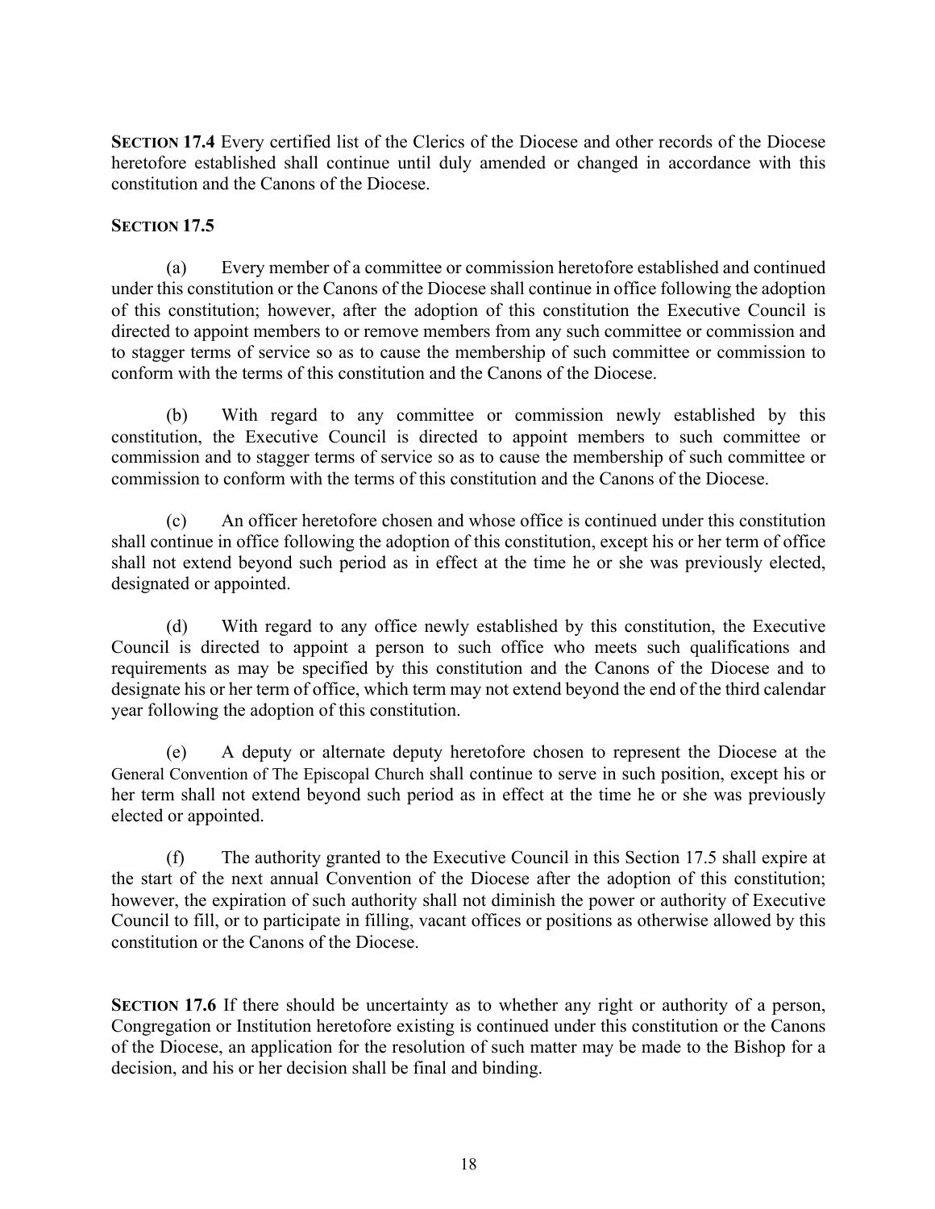**SECTION 17.4** Every certified list of the Clerics of the Diocese and other records of the Diocese heretofore established shall continue until duly amended or changed in accordance with this constitution and the Canons of the Diocese.

**SECTION 17.5**

(a) Every member of a committee or commission heretofore established and continued under this constitution or the Canons of the Diocese shall continue in office following the adoption of this constitution; however, after the adoption of this constitution the Executive Council is directed to appoint members to or remove members from any such committee or commission and to stagger terms of service so as to cause the membership of such committee or commission to conform with the terms of this constitution and the Canons of the Diocese.

(b) With regard to any committee or commission newly established by this constitution, the Executive Council is directed to appoint members to such committee or commission and to stagger terms of service so as to cause the membership of such committee or commission to conform with the terms of this constitution and the Canons of the Diocese.

(c) An officer heretofore chosen and whose office is continued under this constitution shall continue in office following the adoption of this constitution, except his or her term of office shall not extend beyond such period as in effect at the time he or she was previously elected, designated or appointed.

(d) With regard to any office newly established by this constitution, the Executive Council is directed to appoint a person to such office who meets such qualifications and requirements as may be specified by this constitution and the Canons of the Diocese and to designate his or her term of office, which term may not extend beyond the end of the third calendar year following the adoption of this constitution.

(e) A deputy or alternate deputy heretofore chosen to represent the Diocese at the General Convention of The Episcopal Church shall continue to serve in such position, except his or her term shall not extend beyond such period as in effect at the time he or she was previously elected or appointed.

(f) The authority granted to the Executive Council in this Section 17.5 shall expire at the start of the next annual Convention of the Diocese after the adoption of this constitution; however, the expiration of such authority shall not diminish the power or authority of Executive Council to fill, or to participate in filling, vacant offices or positions as otherwise allowed by this constitution or the Canons of the Diocese.

**SECTION 17.6** If there should be uncertainty as to whether any right or authority of a person, Congregation or Institution heretofore existing is continued under this constitution or the Canons of the Diocese, an application for the resolution of such matter may be made to the Bishop for a decision, and his or her decision shall be final and binding.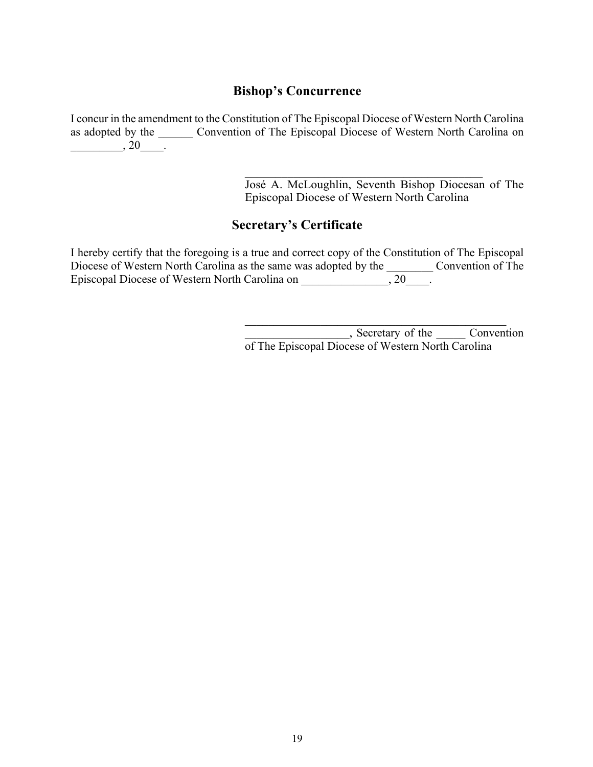## Bishop's Concurrence

I concur in the amendment to the Constitution of The Episcopal Diocese of Western North Carolina as adopted by the ______ Convention of The Episcopal Diocese of Western North Carolina on _________, 20____.

_______________________________________
José A. McLoughlin, Seventh Bishop Diocesan of The Episcopal Diocese of Western North Carolina

## Secretary's Certificate

I hereby certify that the foregoing is a true and correct copy of the Constitution of The Episcopal Diocese of Western North Carolina as the same was adopted by the ________ Convention of The Episcopal Diocese of Western North Carolina on _______________, 20____.

_______________________________________
_________________, Secretary of the _____ Convention of The Episcopal Diocese of Western North Carolina